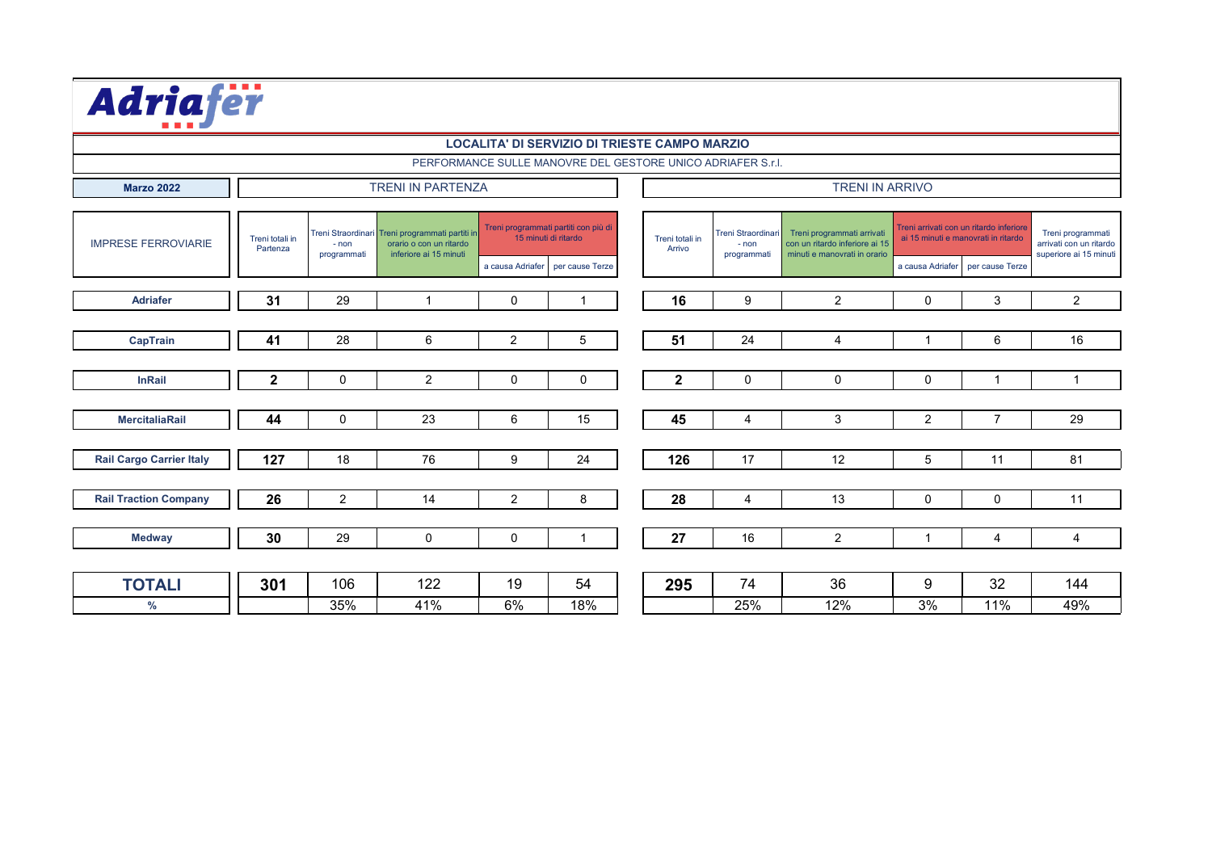Adriafer

**LOCALITA' DI SERVIZIO DI TRIESTE CAMPO MARZIO**

PERFORMANCE SULLE MANOVRE DEL GESTORE UNICO ADRIAFER S.r.l.

**Marzo 2022**

| IMPRESE FERROVIARIE | TRENI IN PARTENZA | | | | | TRENI IN ARRIVO | | | | | |
|---|---|---|---|---|---|---|---|---|---|---|---|
| | Treni totali in Partenza | Treni Straordinari - non programmati | Treni programmati partiti in orario o con un ritardo inferiore ai 15 minuti | Treni programmati partiti con più di 15 minuti di ritardo | | Treni totali in Arrivo | Treni Straordinari - non programmati | Treni programmati arrivati con un ritardo inferiore ai 15 minuti e manovrati in orario | Treni arrivati con un ritardo inferiore ai 15 minuti e manovrati in ritardo | | Treni programmati arrivati con un ritardo superiore ai 15 minuti |
| | | | | a causa Adriafer | per cause Terze | | | | a causa Adriafer | per cause Terze | |
| **Adriafer** | **31** | 29 | 1 | 0 | 1 | **16** | 9 | 2 | 0 | 3 | 2 |
| **CapTrain** | **41** | 28 | 6 | 2 | 5 | **51** | 24 | 4 | 1 | 6 | 16 |
| **InRail** | **2** | 0 | 2 | 0 | 0 | **2** | 0 | 0 | 0 | 1 | 1 |
| **MercitaliaRail** | **44** | 0 | 23 | 6 | 15 | **45** | 4 | 3 | 2 | 7 | 29 |
| **Rail Cargo Carrier Italy** | **127** | 18 | 76 | 9 | 24 | **126** | 17 | 12 | 5 | 11 | 81 |
| **Rail Traction Company** | **26** | 2 | 14 | 2 | 8 | **28** | 4 | 13 | 0 | 0 | 11 |
| **Medway** | **30** | 29 | 0 | 0 | 1 | **27** | 16 | 2 | 1 | 4 | 4 |
| **TOTALI** | **301** | 106 | 122 | 19 | 54 | **295** | 74 | 36 | 9 | 32 | 144 |
| **%** | | 35% | 41% | 6% | 18% | | 25% | 12% | 3% | 11% | 49% |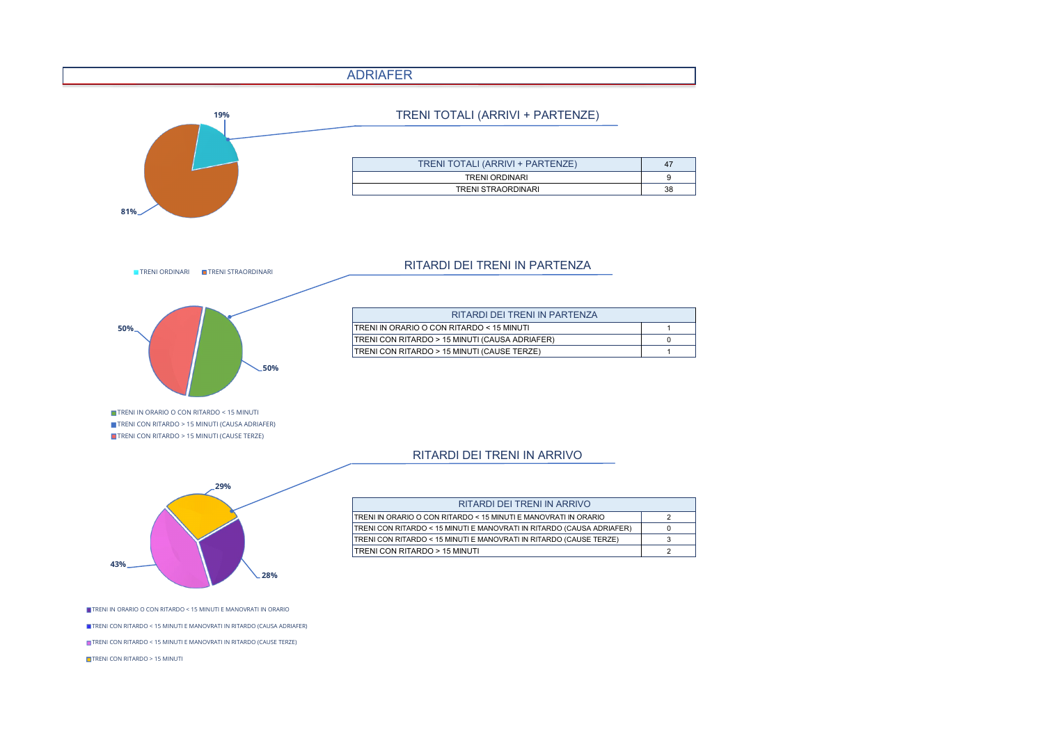# ADRIAFER

## TRENI TOTALI (ARRIVI + PARTENZE)

19%

81%

TRENI ORDINARI   TRENI STRAORDINARI

| TRENI TOTALI (ARRIVI + PARTENZE) | 47 |
|---|---|
| TRENI ORDINARI | 9 |
| TRENI STRAORDINARI | 38 |

## RITARDI DEI TRENI IN PARTENZA

50%

50%

TRENI IN ORARIO O CON RITARDO < 15 MINUTI
TRENI CON RITARDO > 15 MINUTI (CAUSA ADRIAFER)
TRENI CON RITARDO > 15 MINUTI (CAUSE TERZE)

| RITARDI DEI TRENI IN PARTENZA | |
|---|---|
| TRENI IN ORARIO O CON RITARDO < 15 MINUTI | 1 |
| TRENI CON RITARDO > 15 MINUTI (CAUSA ADRIAFER) | 0 |
| TRENI CON RITARDO > 15 MINUTI (CAUSE TERZE) | 1 |

## RITARDI DEI TRENI IN ARRIVO

29%

43%

28%

TRENI IN ORARIO O CON RITARDO < 15 MINUTI E MANOVRATI IN ORARIO
TRENI CON RITARDO < 15 MINUTI E MANOVRATI IN RITARDO (CAUSA ADRIAFER)
TRENI CON RITARDO < 15 MINUTI E MANOVRATI IN RITARDO (CAUSE TERZE)
TRENI CON RITARDO > 15 MINUTI

| RITARDI DEI TRENI IN ARRIVO | |
|---|---|
| TRENI IN ORARIO O CON RITARDO < 15 MINUTI E MANOVRATI IN ORARIO | 2 |
| TRENI CON RITARDO < 15 MINUTI E MANOVRATI IN RITARDO (CAUSA ADRIAFER) | 0 |
| TRENI CON RITARDO < 15 MINUTI E MANOVRATI IN RITARDO (CAUSE TERZE) | 3 |
| TRENI CON RITARDO > 15 MINUTI | 2 |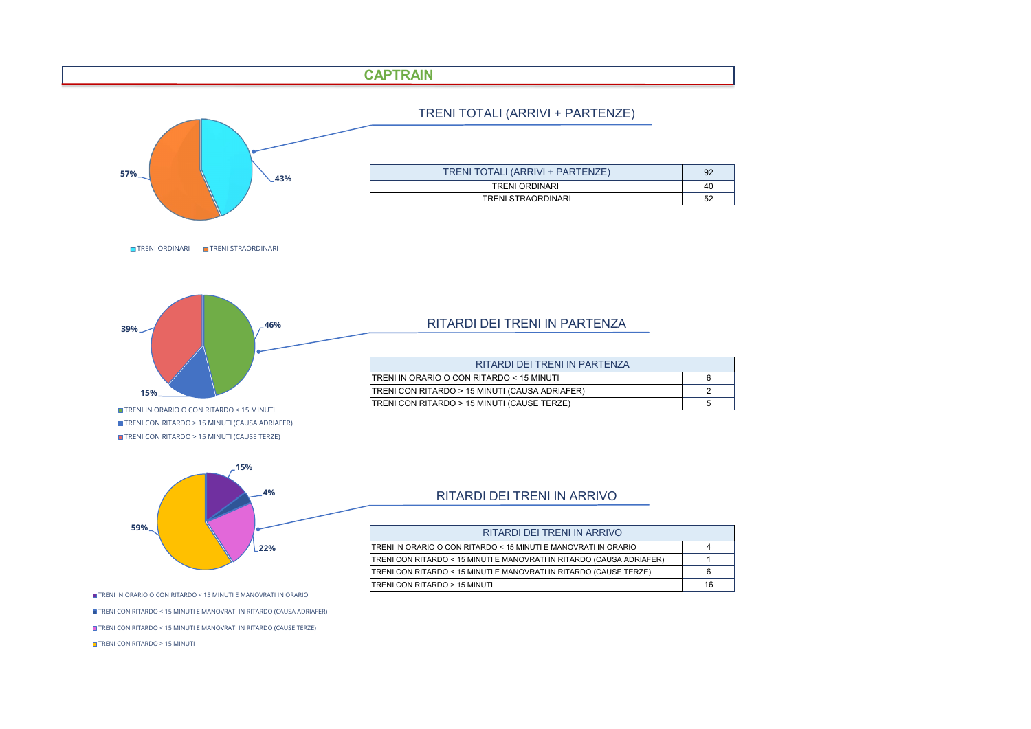# CAPTRAIN

## TRENI TOTALI (ARRIVI + PARTENZE)

57%
43%

TRENI ORDINARI   TRENI STRAORDINARI

| TRENI TOTALI (ARRIVI + PARTENZE) | 92 |
|---|---|
| TRENI ORDINARI | 40 |
| TRENI STRAORDINARI | 52 |

## RITARDI DEI TRENI IN PARTENZA

39%
46%
15%

TRENI IN ORARIO O CON RITARDO < 15 MINUTI
TRENI CON RITARDO > 15 MINUTI (CAUSA ADRIAFER)
TRENI CON RITARDO > 15 MINUTI (CAUSE TERZE)

| RITARDI DEI TRENI IN PARTENZA | |
|---|---|
| TRENI IN ORARIO O CON RITARDO < 15 MINUTI | 6 |
| TRENI CON RITARDO > 15 MINUTI (CAUSA ADRIAFER) | 2 |
| TRENI CON RITARDO > 15 MINUTI (CAUSE TERZE) | 5 |

## RITARDI DEI TRENI IN ARRIVO

15%
4%
59%
22%

TRENI IN ORARIO O CON RITARDO < 15 MINUTI E MANOVRATI IN ORARIO
TRENI CON RITARDO < 15 MINUTI E MANOVRATI IN RITARDO (CAUSA ADRIAFER)
TRENI CON RITARDO < 15 MINUTI E MANOVRATI IN RITARDO (CAUSE TERZE)
TRENI CON RITARDO > 15 MINUTI

| RITARDI DEI TRENI IN ARRIVO | |
|---|---|
| TRENI IN ORARIO O CON RITARDO < 15 MINUTI E MANOVRATI IN ORARIO | 4 |
| TRENI CON RITARDO < 15 MINUTI E MANOVRATI IN RITARDO (CAUSA ADRIAFER) | 1 |
| TRENI CON RITARDO < 15 MINUTI E MANOVRATI IN RITARDO (CAUSE TERZE) | 6 |
| TRENI CON RITARDO > 15 MINUTI | 16 |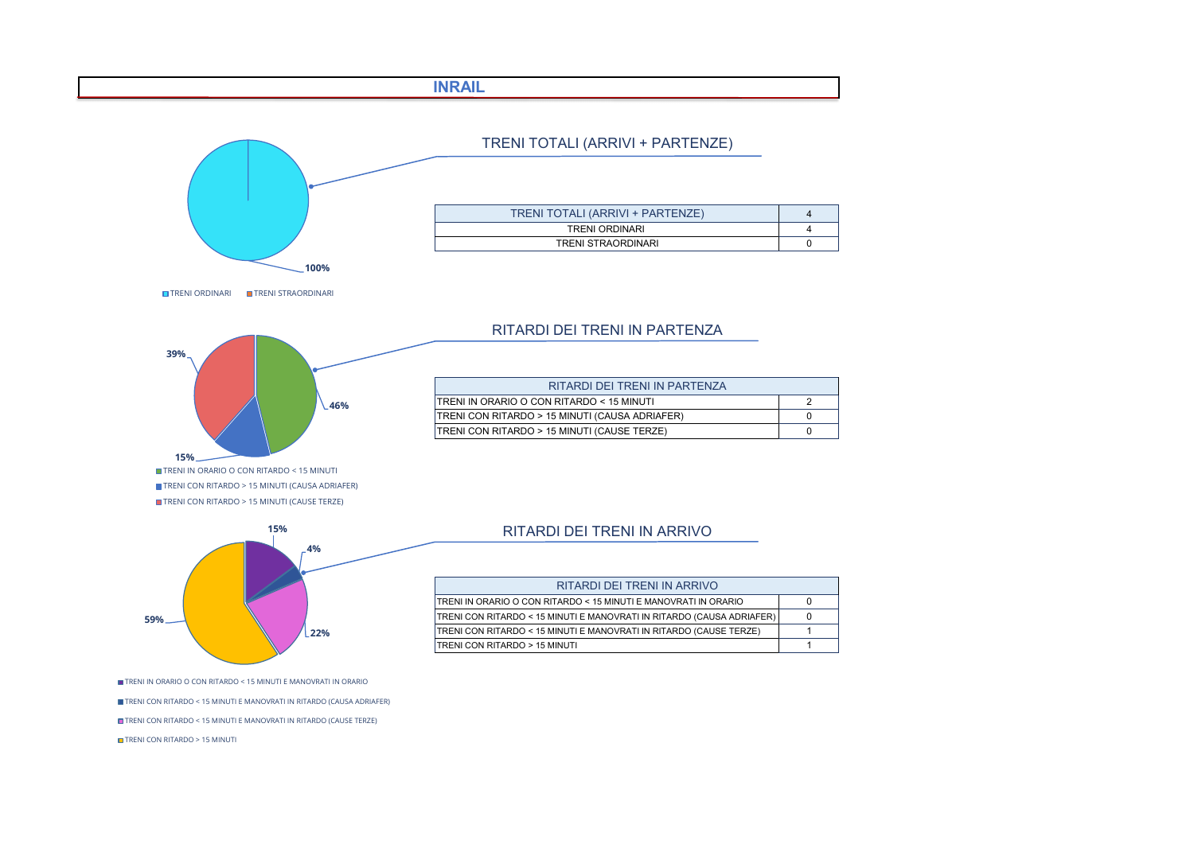# INRAIL

## TRENI TOTALI (ARRIVI + PARTENZE)

100%

TRENI ORDINARI    TRENI STRAORDINARI

| TRENI TOTALI (ARRIVI + PARTENZE) | 4 |
|---|---|
| TRENI ORDINARI | 4 |
| TRENI STRAORDINARI | 0 |

## RITARDI DEI TRENI IN PARTENZA

39%   46%   15%

TRENI IN ORARIO O CON RITARDO < 15 MINUTI

TRENI CON RITARDO > 15 MINUTI (CAUSA ADRIAFER)

TRENI CON RITARDO > 15 MINUTI (CAUSE TERZE)

| RITARDI DEI TRENI IN PARTENZA | |
|---|---|
| TRENI IN ORARIO O CON RITARDO < 15 MINUTI | 2 |
| TRENI CON RITARDO > 15 MINUTI (CAUSA ADRIAFER) | 0 |
| TRENI CON RITARDO > 15 MINUTI (CAUSE TERZE) | 0 |

## RITARDI DEI TRENI IN ARRIVO

15%   4%   22%   59%

TRENI IN ORARIO O CON RITARDO < 15 MINUTI E MANOVRATI IN ORARIO

TRENI CON RITARDO < 15 MINUTI E MANOVRATI IN RITARDO (CAUSA ADRIAFER)

TRENI CON RITARDO < 15 MINUTI E MANOVRATI IN RITARDO (CAUSE TERZE)

TRENI CON RITARDO > 15 MINUTI

| RITARDI DEI TRENI IN ARRIVO | |
|---|---|
| TRENI IN ORARIO O CON RITARDO < 15 MINUTI E MANOVRATI IN ORARIO | 0 |
| TRENI CON RITARDO < 15 MINUTI E MANOVRATI IN RITARDO (CAUSA ADRIAFER) | 0 |
| TRENI CON RITARDO < 15 MINUTI E MANOVRATI IN RITARDO (CAUSE TERZE) | 1 |
| TRENI CON RITARDO > 15 MINUTI | 1 |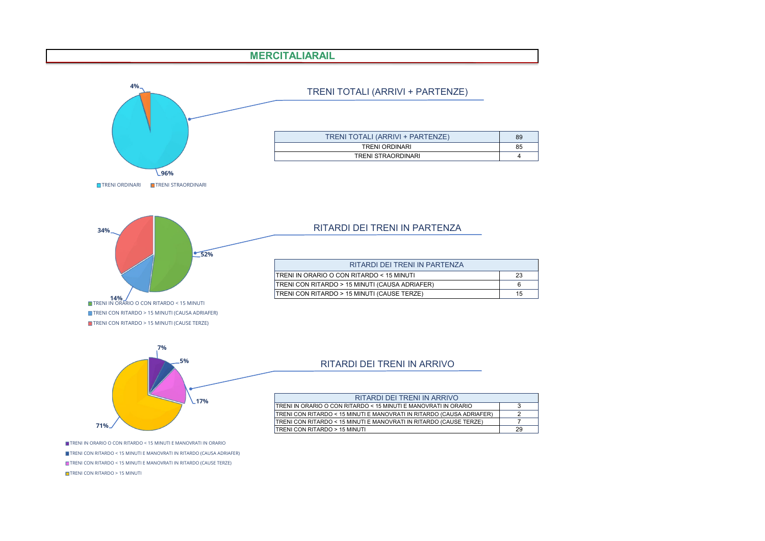# MERCITALIARAIL

4%

96%

TRENI ORDINARI    TRENI STRAORDINARI

## TRENI TOTALI (ARRIVI + PARTENZE)

| TRENI TOTALI (ARRIVI + PARTENZE) | 89 |
|---|---|
| TRENI ORDINARI | 85 |
| TRENI STRAORDINARI | 4 |

34%

52%

14%

TRENI IN ORARIO O CON RITARDO < 15 MINUTI

TRENI CON RITARDO > 15 MINUTI (CAUSA ADRIAFER)

TRENI CON RITARDO > 15 MINUTI (CAUSE TERZE)

## RITARDI DEI TRENI IN PARTENZA

| RITARDI DEI TRENI IN PARTENZA | |
|---|---|
| TRENI IN ORARIO O CON RITARDO < 15 MINUTI | 23 |
| TRENI CON RITARDO > 15 MINUTI (CAUSA ADRIAFER) | 6 |
| TRENI CON RITARDO > 15 MINUTI (CAUSE TERZE) | 15 |

7%

5%

17%

71%

TRENI IN ORARIO O CON RITARDO < 15 MINUTI E MANOVRATI IN ORARIO

TRENI CON RITARDO < 15 MINUTI E MANOVRATI IN RITARDO (CAUSA ADRIAFER)

TRENI CON RITARDO < 15 MINUTI E MANOVRATI IN RITARDO (CAUSE TERZE)

TRENI CON RITARDO > 15 MINUTI

## RITARDI DEI TRENI IN ARRIVO

| RITARDI DEI TRENI IN ARRIVO | |
|---|---|
| TRENI IN ORARIO O CON RITARDO < 15 MINUTI E MANOVRATI IN ORARIO | 3 |
| TRENI CON RITARDO < 15 MINUTI E MANOVRATI IN RITARDO (CAUSA ADRIAFER) | 2 |
| TRENI CON RITARDO < 15 MINUTI E MANOVRATI IN RITARDO (CAUSE TERZE) | 7 |
| TRENI CON RITARDO > 15 MINUTI | 29 |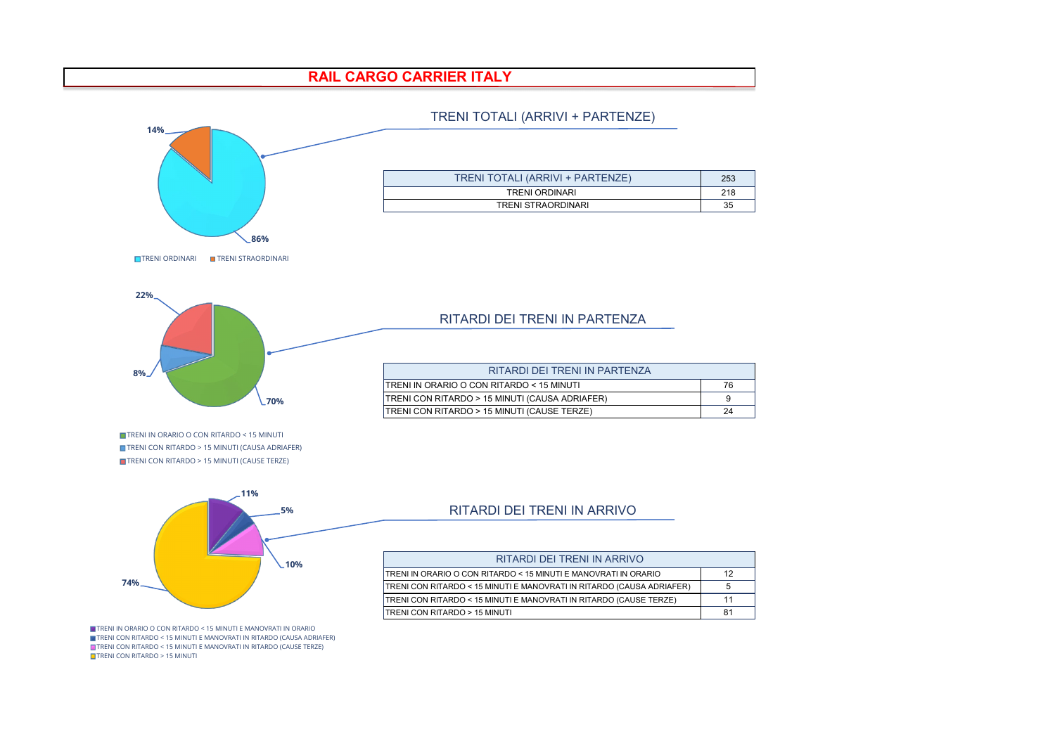# RAIL CARGO CARRIER ITALY

## TRENI TOTALI (ARRIVI + PARTENZE)

14%

86%

TRENI ORDINARI   TRENI STRAORDINARI

| TRENI TOTALI (ARRIVI + PARTENZE) | 253 |
|---|---|
| TRENI ORDINARI | 218 |
| TRENI STRAORDINARI | 35 |

## RITARDI DEI TRENI IN PARTENZA

22%

8%

70%

TRENI IN ORARIO O CON RITARDO < 15 MINUTI
TRENI CON RITARDO > 15 MINUTI (CAUSA ADRIAFER)
TRENI CON RITARDO > 15 MINUTI (CAUSE TERZE)

| RITARDI DEI TRENI IN PARTENZA | |
|---|---|
| TRENI IN ORARIO O CON RITARDO < 15 MINUTI | 76 |
| TRENI CON RITARDO > 15 MINUTI (CAUSA ADRIAFER) | 9 |
| TRENI CON RITARDO > 15 MINUTI (CAUSE TERZE) | 24 |

## RITARDI DEI TRENI IN ARRIVO

11%

5%

10%

74%

TRENI IN ORARIO O CON RITARDO < 15 MINUTI E MANOVRATI IN ORARIO
TRENI CON RITARDO < 15 MINUTI E MANOVRATI IN RITARDO (CAUSA ADRIAFER)
TRENI CON RITARDO < 15 MINUTI E MANOVRATI IN RITARDO (CAUSE TERZE)
TRENI CON RITARDO > 15 MINUTI

| RITARDI DEI TRENI IN ARRIVO | |
|---|---|
| TRENI IN ORARIO O CON RITARDO < 15 MINUTI E MANOVRATI IN ORARIO | 12 |
| TRENI CON RITARDO < 15 MINUTI E MANOVRATI IN RITARDO (CAUSA ADRIAFER) | 5 |
| TRENI CON RITARDO < 15 MINUTI E MANOVRATI IN RITARDO (CAUSE TERZE) | 11 |
| TRENI CON RITARDO > 15 MINUTI | 81 |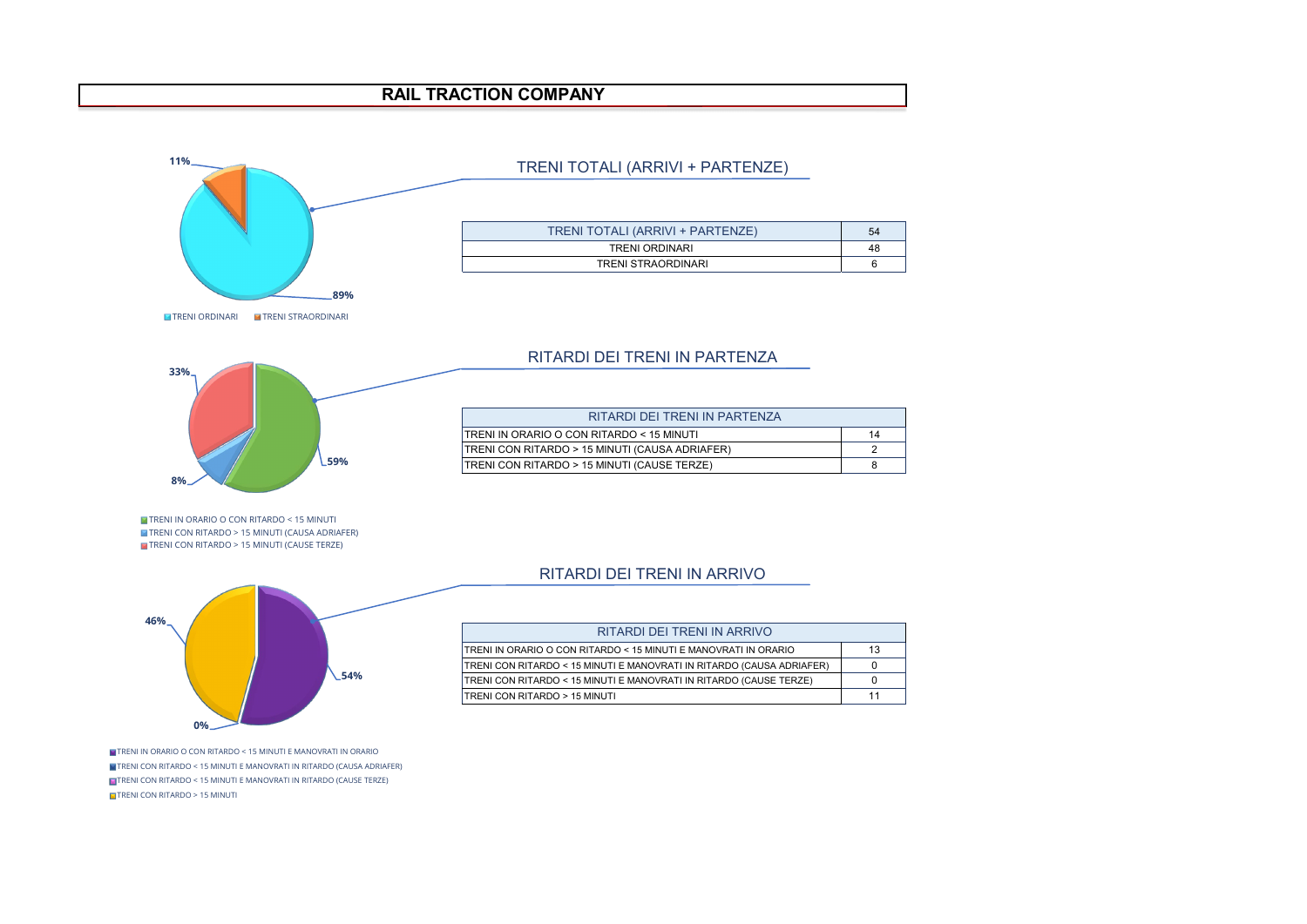# RAIL TRACTION COMPANY

11%

89%

TRENI ORDINARI TRENI STRAORDINARI

## TRENI TOTALI (ARRIVI + PARTENZE)

| TRENI TOTALI (ARRIVI + PARTENZE) | 54 |
|---|---|
| TRENI ORDINARI | 48 |
| TRENI STRAORDINARI | 6 |

33%

59%

8%

TRENI IN ORARIO O CON RITARDO < 15 MINUTI
TRENI CON RITARDO > 15 MINUTI (CAUSA ADRIAFER)
TRENI CON RITARDO > 15 MINUTI (CAUSE TERZE)

## RITARDI DEI TRENI IN PARTENZA

| RITARDI DEI TRENI IN PARTENZA | |
|---|---|
| TRENI IN ORARIO O CON RITARDO < 15 MINUTI | 14 |
| TRENI CON RITARDO > 15 MINUTI (CAUSA ADRIAFER) | 2 |
| TRENI CON RITARDO > 15 MINUTI (CAUSE TERZE) | 8 |

46%

54%

0%

TRENI IN ORARIO O CON RITARDO < 15 MINUTI E MANOVRATI IN ORARIO
TRENI CON RITARDO < 15 MINUTI E MANOVRATI IN RITARDO (CAUSA ADRIAFER)
TRENI CON RITARDO < 15 MINUTI E MANOVRATI IN RITARDO (CAUSE TERZE)
TRENI CON RITARDO > 15 MINUTI

## RITARDI DEI TRENI IN ARRIVO

| RITARDI DEI TRENI IN ARRIVO | |
|---|---|
| TRENI IN ORARIO O CON RITARDO < 15 MINUTI E MANOVRATI IN ORARIO | 13 |
| TRENI CON RITARDO < 15 MINUTI E MANOVRATI IN RITARDO (CAUSA ADRIAFER) | 0 |
| TRENI CON RITARDO < 15 MINUTI E MANOVRATI IN RITARDO (CAUSE TERZE) | 0 |
| TRENI CON RITARDO > 15 MINUTI | 11 |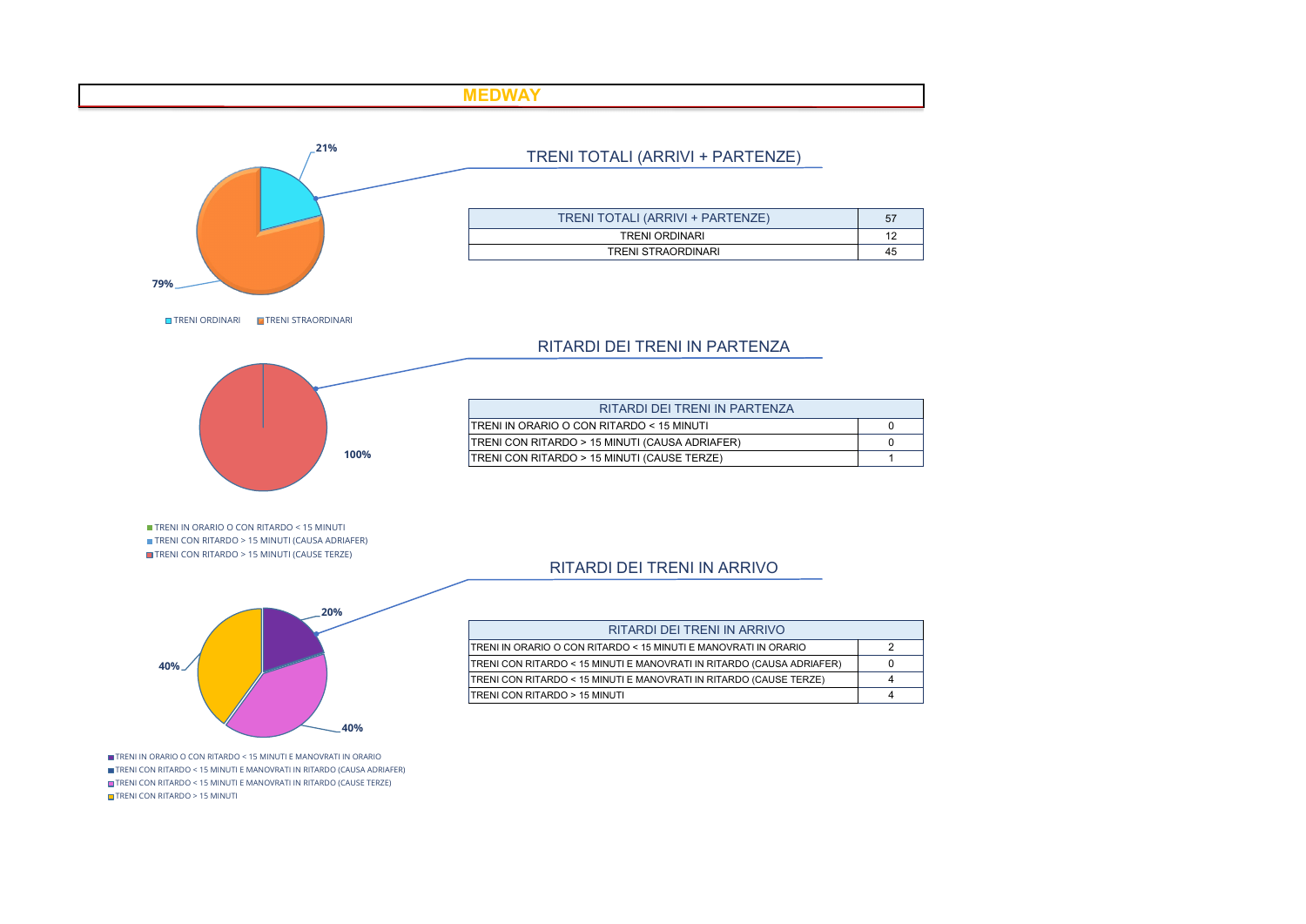# MEDWAY

21%

79%

TRENI ORDINARI
TRENI STRAORDINARI

## TRENI TOTALI (ARRIVI + PARTENZE)

| TRENI TOTALI (ARRIVI + PARTENZE) | 57 |
|---|---|
| TRENI ORDINARI | 12 |
| TRENI STRAORDINARI | 45 |

100%

TRENI IN ORARIO O CON RITARDO < 15 MINUTI
TRENI CON RITARDO > 15 MINUTI (CAUSA ADRIAFER)
TRENI CON RITARDO > 15 MINUTI (CAUSE TERZE)

## RITARDI DEI TRENI IN PARTENZA

| RITARDI DEI TRENI IN PARTENZA | |
|---|---|
| TRENI IN ORARIO O CON RITARDO < 15 MINUTI | 0 |
| TRENI CON RITARDO > 15 MINUTI (CAUSA ADRIAFER) | 0 |
| TRENI CON RITARDO > 15 MINUTI (CAUSE TERZE) | 1 |

20%

40%

40%

TRENI IN ORARIO O CON RITARDO < 15 MINUTI E MANOVRATI IN ORARIO
TRENI CON RITARDO < 15 MINUTI E MANOVRATI IN RITARDO (CAUSA ADRIAFER)
TRENI CON RITARDO < 15 MINUTI E MANOVRATI IN RITARDO (CAUSE TERZE)
TRENI CON RITARDO > 15 MINUTI

## RITARDI DEI TRENI IN ARRIVO

| RITARDI DEI TRENI IN ARRIVO | |
|---|---|
| TRENI IN ORARIO O CON RITARDO < 15 MINUTI E MANOVRATI IN ORARIO | 2 |
| TRENI CON RITARDO < 15 MINUTI E MANOVRATI IN RITARDO (CAUSA ADRIAFER) | 0 |
| TRENI CON RITARDO < 15 MINUTI E MANOVRATI IN RITARDO (CAUSE TERZE) | 4 |
| TRENI CON RITARDO > 15 MINUTI | 4 |